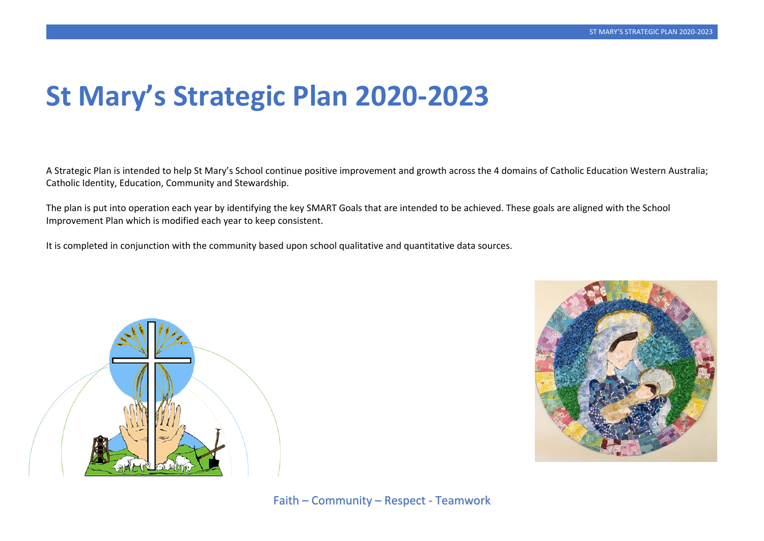# St Mary's Strategic Plan 2020-2023

A Strategic Plan is intended to help St Mary's School continue positive improvement and growth across the 4 domains of Catholic Education Western Australia; Catholic Identity, Education, Community and Stewardship.

The plan is put into operation each year by identifying the key SMART Goals that are intended to be achieved. These goals are aligned with the School Improvement Plan which is modified each year to keep consistent.

It is completed in conjunction with the community based upon school qualitative and quantitative data sources.

Faith – Community – Respect - Teamwork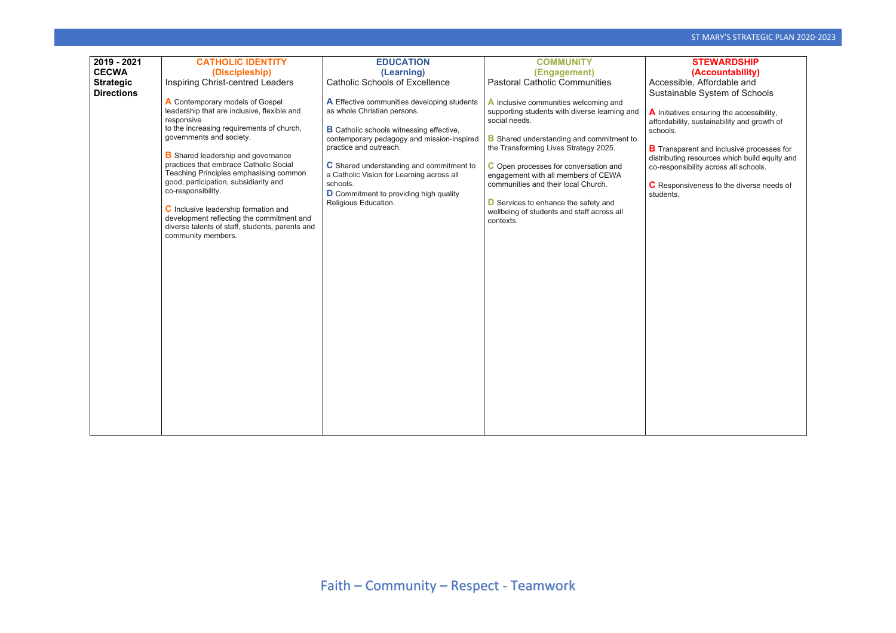| 2019 - 2021 CECWA Strategic Directions | CATHOLIC IDENTITY (Discipleship) Inspiring Christ-centred Leaders | EDUCATION (Learning) Catholic Schools of Excellence | COMMUNITY (Engagement) Pastoral Catholic Communities | STEWARDSHIP (Accountability) Accessible, Affordable and Sustainable System of Schools |
|---|---|---|---|---|
| | **A** Contemporary models of Gospel leadership that are inclusive, flexible and responsive to the increasing requirements of church, governments and society.<br><br>**B** Shared leadership and governance practices that embrace Catholic Social Teaching Principles emphasising common good, participation, subsidiarity and co-responsibility.<br><br>**C** Inclusive leadership formation and development reflecting the commitment and diverse talents of staff, students, parents and community members. | **A** Effective communities developing students as whole Christian persons.<br><br>**B** Catholic schools witnessing effective, contemporary pedagogy and mission-inspired practice and outreach.<br><br>**C** Shared understanding and commitment to a Catholic Vision for Learning across all schools.<br>**D** Commitment to providing high quality Religious Education. | **A** Inclusive communities welcoming and supporting students with diverse learning and social needs.<br><br>**B** Shared understanding and commitment to the Transforming Lives Strategy 2025.<br><br>**C** Open processes for conversation and engagement with all members of CEWA communities and their local Church.<br><br>**D** Services to enhance the safety and wellbeing of students and staff across all contexts. | **A** Initiatives ensuring the accessibility, affordability, sustainability and growth of schools.<br><br>**B** Transparent and inclusive processes for distributing resources which build equity and co-responsibility across all schools.<br><br>**C** Responsiveness to the diverse needs of students. |

Faith – Community – Respect - Teamwork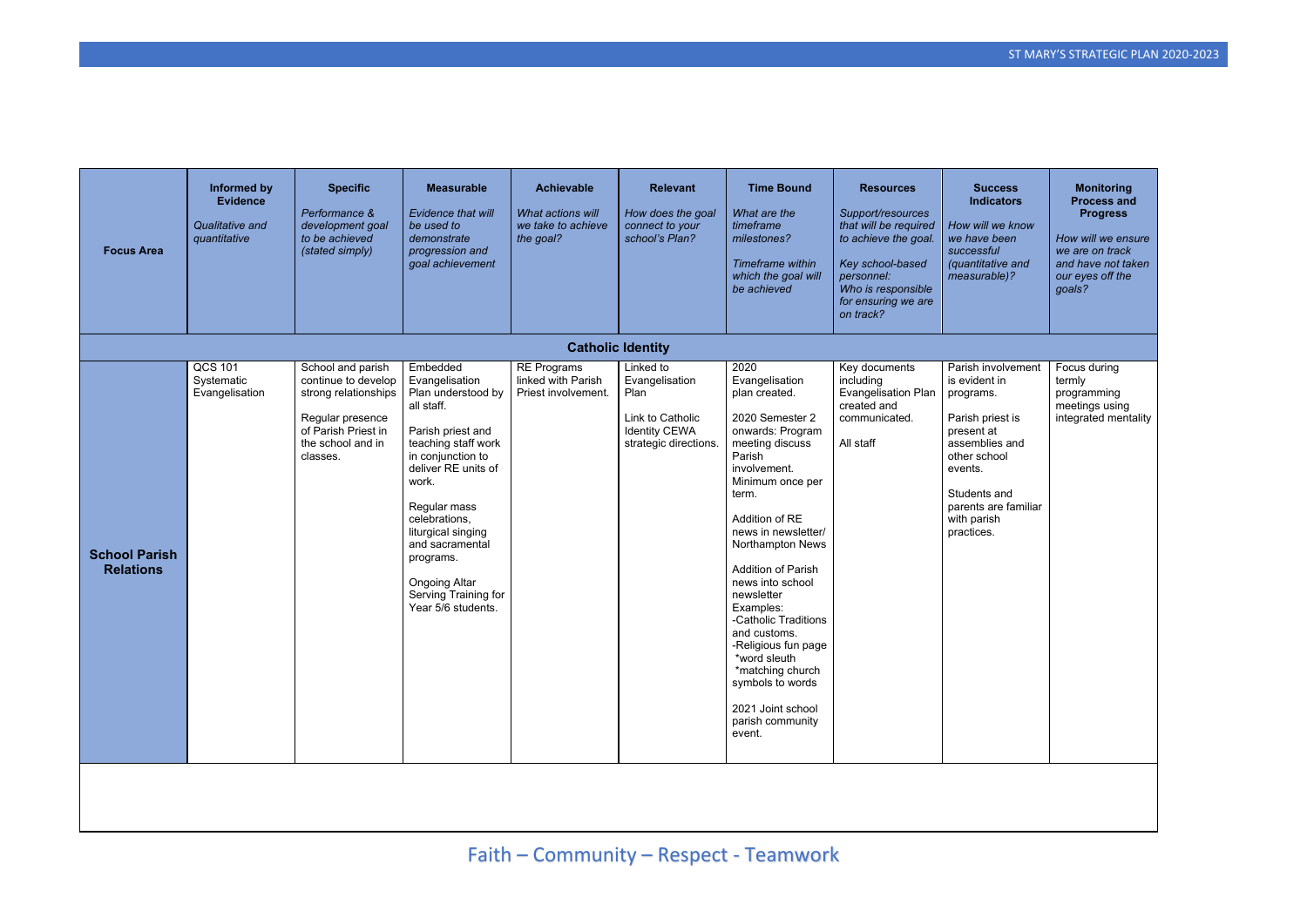| Focus Area | Informed by Evidence<br>*Qualitative and quantitative* | Specific<br>*Performance & development goal to be achieved (stated simply)* | Measurable<br>*Evidence that will be used to demonstrate progression and goal achievement* | Achievable<br>*What actions will we take to achieve the goal?* | Relevant<br>*How does the goal connect to your school's Plan?* | Time Bound<br>*What are the timeframe milestones?*<br>*Timeframe within which the goal will be achieved* | Resources<br>*Support/resources that will be required to achieve the goal.*<br>*Key school-based personnel: Who is responsible for ensuring we are on track?* | Success Indicators<br>*How will we know we have been successful (quantitative and measurable)?* | Monitoring Process and Progress<br>*How will we ensure we are on track and have not taken our eyes off the goals?* |
|---|---|---|---|---|---|---|---|---|---|
| **Catholic Identity** | | | | | | | | | |
| **School Parish Relations** | QCS 101 Systematic Evangelisation | School and parish continue to develop strong relationships<br><br>Regular presence of Parish Priest in the school and in classes. | Embedded Evangelisation Plan understood by all staff.<br><br>Parish priest and teaching staff work in conjunction to deliver RE units of work.<br><br>Regular mass celebrations, liturgical singing and sacramental programs.<br><br>Ongoing Altar Serving Training for Year 5/6 students. | RE Programs linked with Parish Priest involvement. | Linked to Evangelisation Plan<br><br>Link to Catholic Identity CEWA strategic directions. | 2020 Evangelisation plan created.<br><br>2020 Semester 2 onwards: Program meeting discuss Parish involvement. Minimum once per term.<br><br>Addition of RE news in newsletter/ Northampton News<br><br>Addition of Parish news into school newsletter Examples:<br>-Catholic Traditions and customs.<br>-Religious fun page<br>*word sleuth<br>*matching church symbols to words<br><br>2021 Joint school parish community event. | Key documents including Evangelisation Plan created and communicated.<br><br>All staff | Parish involvement is evident in programs.<br><br>Parish priest is present at assemblies and other school events.<br><br>Students and parents are familiar with parish practices. | Focus during termly programming meetings using integrated mentality |

Faith – Community – Respect - Teamwork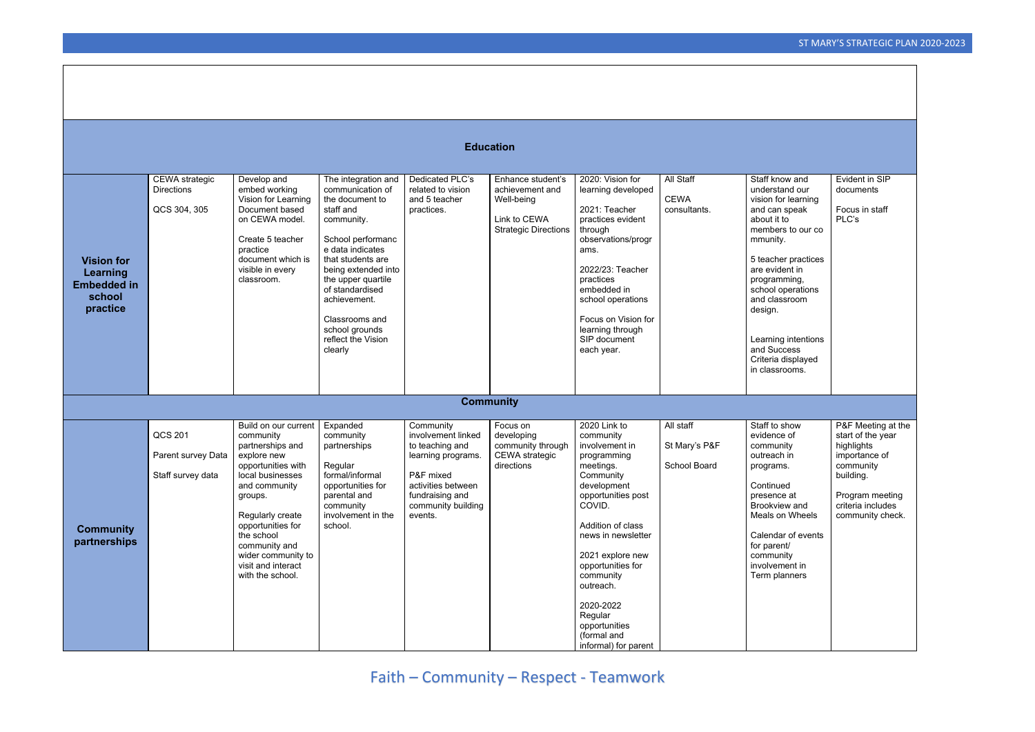| | | | | | | | | | |
|---|---|---|---|---|---|---|---|---|---|
| **Education** | | | | | | | | | |
| **Vision for Learning Embedded in school practice** | CEWA strategic Directions<br><br>QCS 304, 305 | Develop and embed working Vision for Learning Document based on CEWA model.<br><br>Create 5 teacher practice document which is visible in every classroom. | The integration and communication of the document to staff and community.<br><br>School performance data indicates that students are being extended into the upper quartile of standardised achievement.<br><br>Classrooms and school grounds reflect the Vision clearly | Dedicated PLC's related to vision and 5 teacher practices. | Enhance student's achievement and Well-being<br><br>Link to CEWA Strategic Directions | 2020: Vision for learning developed<br><br>2021: Teacher practices evident through observations/programs.<br><br>2022/23: Teacher practices embedded in school operations<br><br>Focus on Vision for learning through SIP document each year. | All Staff<br><br>CEWA consultants. | Staff know and understand our vision for learning and can speak about it to members to our community.<br><br>5 teacher practices are evident in programming, school operations and classroom design.<br><br>Learning intentions and Success Criteria displayed in classrooms. | Evident in SIP documents<br><br>Focus in staff PLC's |
| **Community** | | | | | | | | | |
| **Community partnerships** | QCS 201<br><br>Parent survey Data<br><br>Staff survey data | Build on our current community partnerships and explore new opportunities with local businesses and community groups.<br><br>Regularly create opportunities for the school community and wider community to visit and interact with the school. | Expanded community partnerships<br><br>Regular formal/informal opportunities for parental and community involvement in the school. | Community involvement linked to teaching and learning programs.<br><br>P&F mixed activities between fundraising and community building events. | Focus on developing community through CEWA strategic directions | 2020 Link to community involvement in programming meetings. Community development opportunities post COVID.<br><br>Addition of class news in newsletter<br><br>2021 explore new opportunities for community outreach.<br><br>2020-2022 Regular opportunities (formal and informal) for parent | All staff<br><br>St Mary's P&F<br><br>School Board | Staff to show evidence of community outreach in programs.<br><br>Continued presence at Brookview and Meals on Wheels<br><br>Calendar of events for parent/ community involvement in Term planners | P&F Meeting at the start of the year highlights importance of community building.<br><br>Program meeting criteria includes community check. |

Faith – Community – Respect - Teamwork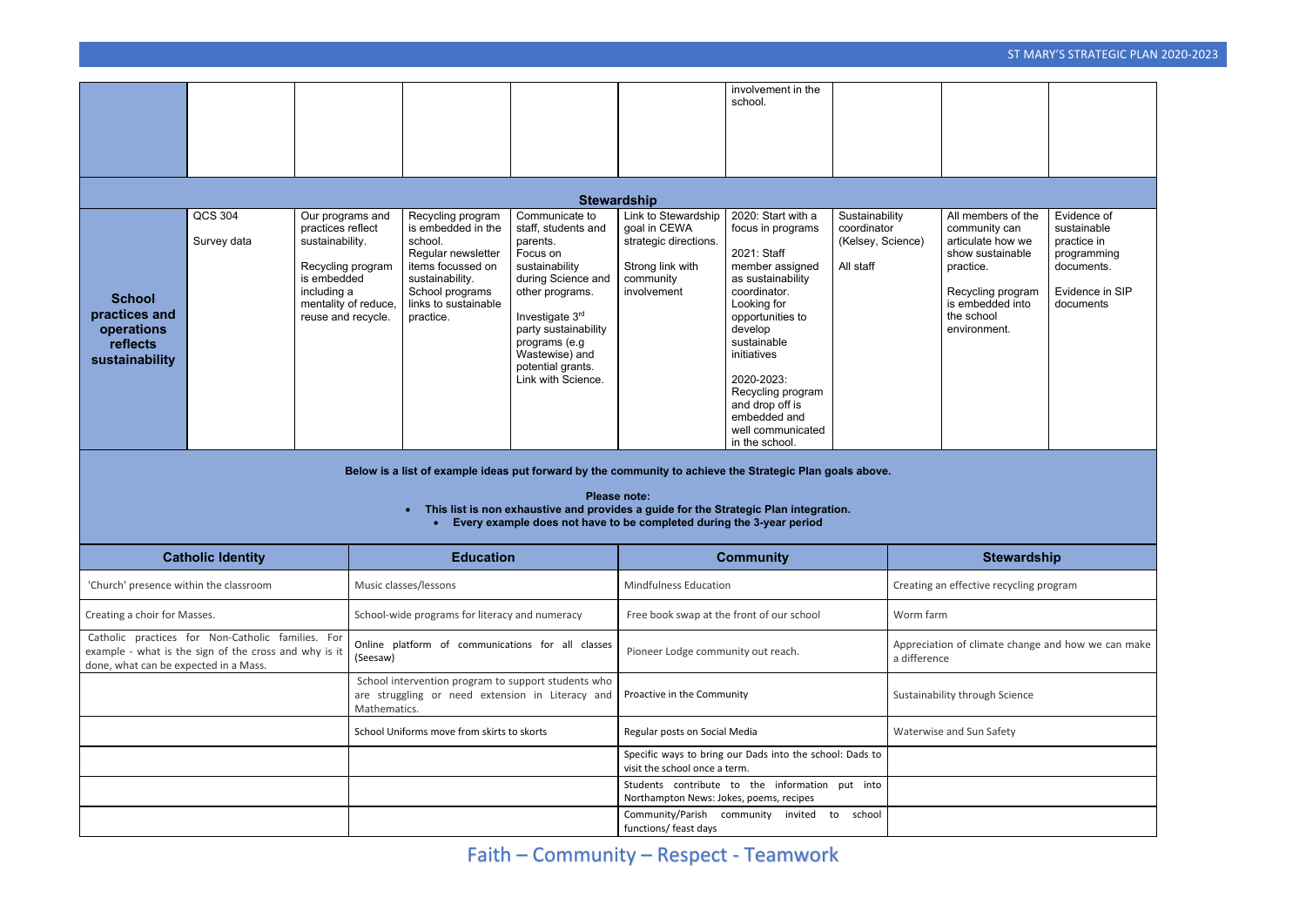| | | | | | | | | | |
|---|---|---|---|---|---|---|---|---|---|
| | | | | | | involvement in the school. | | | |
| **Stewardship** | | | | | | | | | |
| **School practices and operations reflects sustainability** | QCS 304<br><br>Survey data | Our programs and practices reflect sustainability.<br><br>Recycling program is embedded including a mentality of reduce, reuse and recycle. | Recycling program is embedded in the school.<br>Regular newsletter items focussed on sustainability.<br>School programs links to sustainable practice. | Communicate to staff, students and parents.<br>Focus on sustainability during Science and other programs.<br><br>Investigate 3rd party sustainability programs (e.g Wastewise) and potential grants.<br>Link with Science. | Link to Stewardship goal in CEWA strategic directions.<br><br>Strong link with community involvement | 2020: Start with a focus in programs<br><br>2021: Staff member assigned as sustainability coordinator.<br>Looking for opportunities to develop sustainable initiatives<br><br>2020-2023: Recycling program and drop off is embedded and well communicated in the school. | Sustainability coordinator (Kelsey, Science)<br><br>All staff | All members of the community can articulate how we show sustainable practice.<br><br>Recycling program is embedded into the school environment. | Evidence of sustainable practice in programming documents.<br><br>Evidence in SIP documents |

**Below is a list of example ideas put forward by the community to achieve the Strategic Plan goals above.**

**Please note:**

- **This list is non exhaustive and provides a guide for the Strategic Plan integration.**
- **Every example does not have to be completed during the 3-year period**

| Catholic Identity | Education | Community | Stewardship |
|---|---|---|---|
| 'Church' presence within the classroom | Music classes/lessons | Mindfulness Education | Creating an effective recycling program |
| Creating a choir for Masses. | School-wide programs for literacy and numeracy | Free book swap at the front of our school | Worm farm |
| Catholic practices for Non-Catholic families. For example - what is the sign of the cross and why is it done, what can be expected in a Mass. | Online platform of communications for all classes (Seesaw) | Pioneer Lodge community out reach. | Appreciation of climate change and how we can make a difference |
| | School intervention program to support students who are struggling or need extension in Literacy and Mathematics. | Proactive in the Community | Sustainability through Science |
| | School Uniforms move from skirts to skorts | Regular posts on Social Media | Waterwise and Sun Safety |
| | | Specific ways to bring our Dads into the school: Dads to visit the school once a term. | |
| | | Students contribute to the information put into Northampton News: Jokes, poems, recipes | |
| | | Community/Parish community invited to school functions/ feast days | |

Faith – Community – Respect - Teamwork